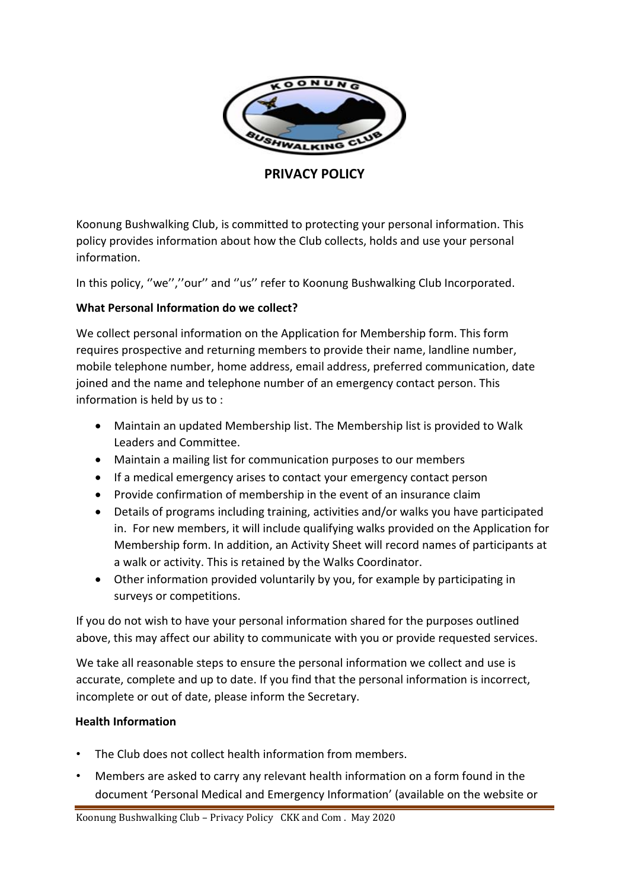# PRIVACY POLICY

Koonung Bushwalking Club, is committed to protecting your personal information. This policy provides information about how the Club collects, holds and use your personal information.

In this policy, ''we'',''our'' and ''us'' refer to Koonung Bushwalking Club Incorporated.

**What Personal Information do we collect?**

We collect personal information on the Application for Membership form. This form requires prospective and returning members to provide their name, landline number, mobile telephone number, home address, email address, preferred communication, date joined and the name and telephone number of an emergency contact person. This information is held by us to :

- Maintain an updated Membership list. The Membership list is provided to Walk Leaders and Committee.
- Maintain a mailing list for communication purposes to our members
- If a medical emergency arises to contact your emergency contact person
- Provide confirmation of membership in the event of an insurance claim
- Details of programs including training, activities and/or walks you have participated in. For new members, it will include qualifying walks provided on the Application for Membership form. In addition, an Activity Sheet will record names of participants at a walk or activity. This is retained by the Walks Coordinator.
- Other information provided voluntarily by you, for example by participating in surveys or competitions.

If you do not wish to have your personal information shared for the purposes outlined above, this may affect our ability to communicate with you or provide requested services.

We take all reasonable steps to ensure the personal information we collect and use is accurate, complete and up to date. If you find that the personal information is incorrect, incomplete or out of date, please inform the Secretary.

**Health Information**

- The Club does not collect health information from members.
- Members are asked to carry any relevant health information on a form found in the document 'Personal Medical and Emergency Information' (available on the website or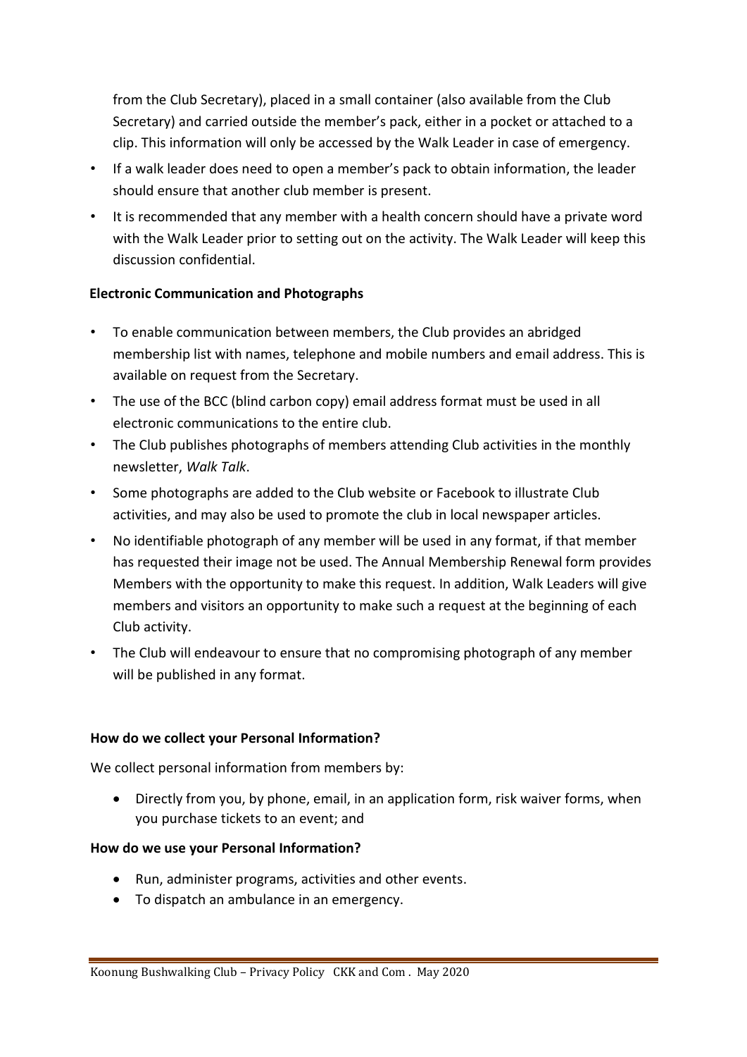from the Club Secretary), placed in a small container (also available from the Club Secretary) and carried outside the member's pack, either in a pocket or attached to a clip. This information will only be accessed by the Walk Leader in case of emergency.

- If a walk leader does need to open a member's pack to obtain information, the leader should ensure that another club member is present.
- It is recommended that any member with a health concern should have a private word with the Walk Leader prior to setting out on the activity. The Walk Leader will keep this discussion confidential.

**Electronic Communication and Photographs**

- To enable communication between members, the Club provides an abridged membership list with names, telephone and mobile numbers and email address. This is available on request from the Secretary.
- The use of the BCC (blind carbon copy) email address format must be used in all electronic communications to the entire club.
- The Club publishes photographs of members attending Club activities in the monthly newsletter, *Walk Talk*.
- Some photographs are added to the Club website or Facebook to illustrate Club activities, and may also be used to promote the club in local newspaper articles.
- No identifiable photograph of any member will be used in any format, if that member has requested their image not be used. The Annual Membership Renewal form provides Members with the opportunity to make this request. In addition, Walk Leaders will give members and visitors an opportunity to make such a request at the beginning of each Club activity.
- The Club will endeavour to ensure that no compromising photograph of any member will be published in any format.

**How do we collect your Personal Information?**

We collect personal information from members by:

- Directly from you, by phone, email, in an application form, risk waiver forms, when you purchase tickets to an event; and

**How do we use your Personal Information?**

- Run, administer programs, activities and other events.
- To dispatch an ambulance in an emergency.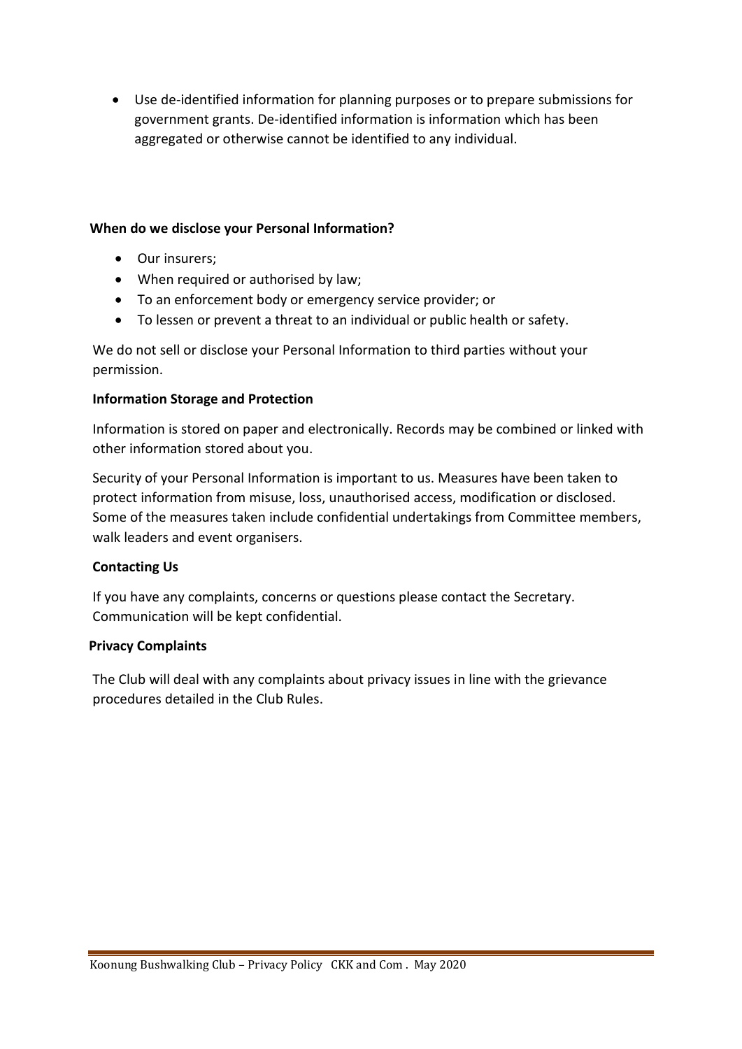- Use de-identified information for planning purposes or to prepare submissions for government grants. De-identified information is information which has been aggregated or otherwise cannot be identified to any individual.

**When do we disclose your Personal Information?**

- Our insurers;
- When required or authorised by law;
- To an enforcement body or emergency service provider; or
- To lessen or prevent a threat to an individual or public health or safety.

We do not sell or disclose your Personal Information to third parties without your permission.

**Information Storage and Protection**

Information is stored on paper and electronically. Records may be combined or linked with other information stored about you.

Security of your Personal Information is important to us. Measures have been taken to protect information from misuse, loss, unauthorised access, modification or disclosed. Some of the measures taken include confidential undertakings from Committee members, walk leaders and event organisers.

**Contacting Us**

If you have any complaints, concerns or questions please contact the Secretary. Communication will be kept confidential.

**Privacy Complaints**

The Club will deal with any complaints about privacy issues in line with the grievance procedures detailed in the Club Rules.